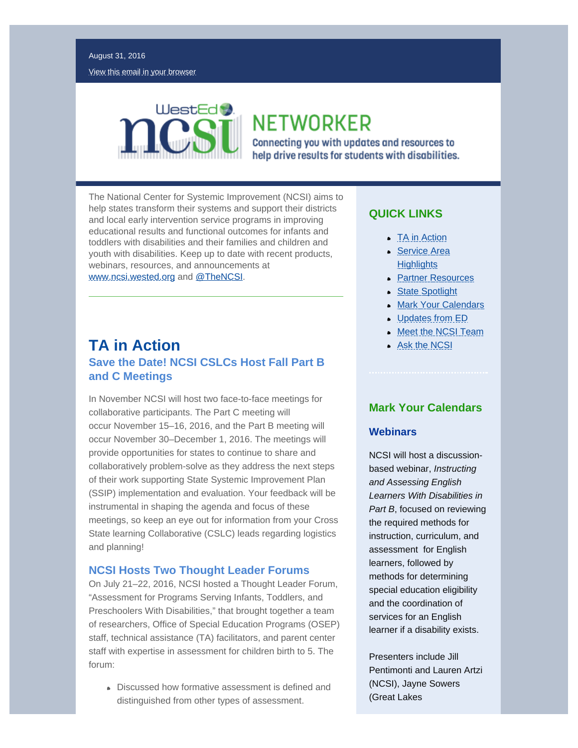August 31, 2016

View this email in your browser

# NETWORKER

Connecting you with updates and resources to help drive results for students with disabilities.

The National Center for Systemic Improvement (NCSI) aims to help states transform their systems and support their districts and local early intervention service programs in improving educational results and functional outcomes for infants and toddlers with disabilities and their families and children and youth with disabilities. Keep up to date with recent products, webinars, resources, and announcements at www.ncsi.wested.org and @TheNCSI.

## TA in Action

### Save the Date! NCSI CSLCs Host Fall Part B and C Meetings

In November NCSI will host two face-to-face meetings for collaborative participants. The Part C meeting will occur November 15–16, 2016, and the Part B meeting will occur November 30–December 1, 2016. The meetings will provide opportunities for states to continue to share and collaboratively problem-solve as they address the next steps of their work supporting State Systemic Improvement Plan (SSIP) implementation and evaluation. Your feedback will be instrumental in shaping the agenda and focus of these meetings, so keep an eye out for information from your Cross State learning Collaborative (CSLC) leads regarding logistics and planning!

### NCSI Hosts Two Thought Leader Forums

On July 21–22, 2016, NCSI hosted a Thought Leader Forum, "Assessment for Programs Serving Infants, Toddlers, and Preschoolers With Disabilities," that brought together a team of researchers, Office of Special Education Programs (OSEP) staff, technical assistance (TA) facilitators, and parent center staff with expertise in assessment for children birth to 5. The forum:

- Discussed how formative assessment is defined and distinguished from other types of assessment.

## QUICK LINKS

- TA in Action
- Service Area Highlights
- Partner Resources
- State Spotlight
- Mark Your Calendars
- Updates from ED
- Meet the NCSI Team
- Ask the NCSI

## Mark Your Calendars

### Webinars

NCSI will host a discussion-based webinar, *Instructing and Assessing English Learners With Disabilities in Part B*, focused on reviewing the required methods for instruction, curriculum, and assessment for English learners, followed by methods for determining special education eligibility and the coordination of services for an English learner if a disability exists.

Presenters include Jill Pentimonti and Lauren Artzi (NCSI), Jayne Sowers (Great Lakes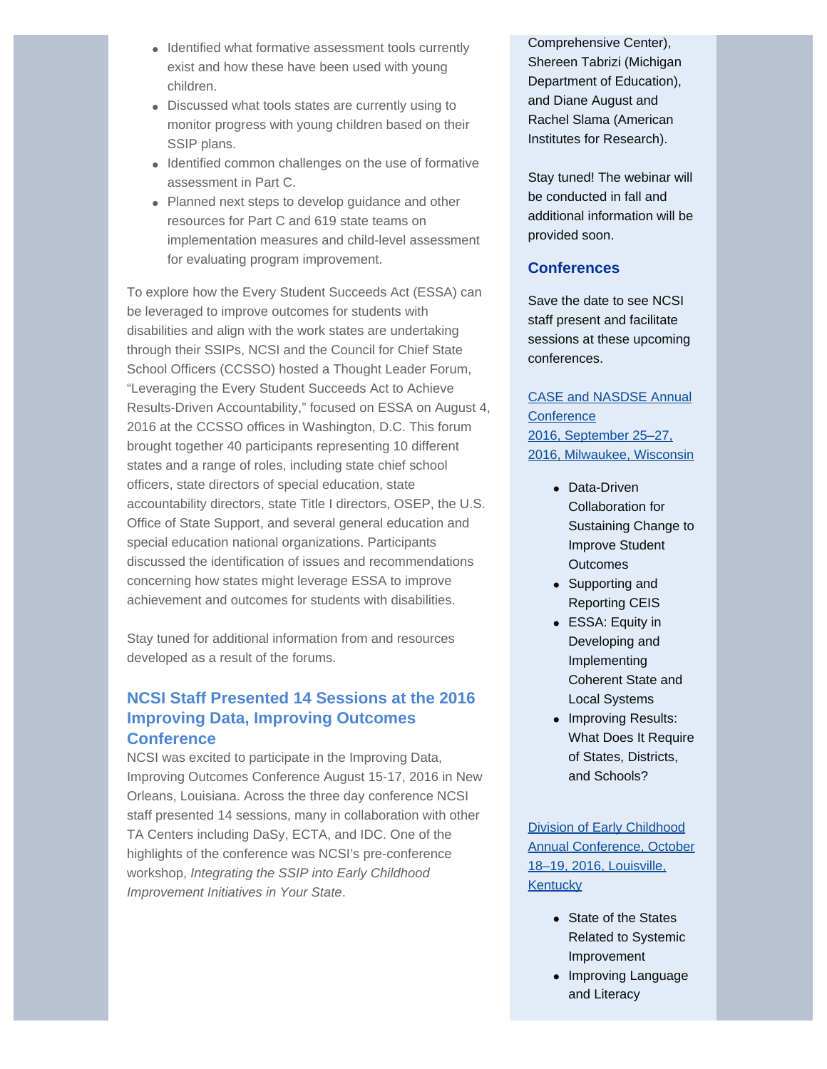- Identified what formative assessment tools currently exist and how these have been used with young children.
- Discussed what tools states are currently using to monitor progress with young children based on their SSIP plans.
- Identified common challenges on the use of formative assessment in Part C.
- Planned next steps to develop guidance and other resources for Part C and 619 state teams on implementation measures and child-level assessment for evaluating program improvement.

To explore how the Every Student Succeeds Act (ESSA) can be leveraged to improve outcomes for students with disabilities and align with the work states are undertaking through their SSIPs, NCSI and the Council for Chief State School Officers (CCSSO) hosted a Thought Leader Forum, "Leveraging the Every Student Succeeds Act to Achieve Results-Driven Accountability," focused on ESSA on August 4, 2016 at the CCSSO offices in Washington, D.C. This forum brought together 40 participants representing 10 different states and a range of roles, including state chief school officers, state directors of special education, state accountability directors, state Title I directors, OSEP, the U.S. Office of State Support, and several general education and special education national organizations. Participants discussed the identification of issues and recommendations concerning how states might leverage ESSA to improve achievement and outcomes for students with disabilities.

Stay tuned for additional information from and resources developed as a result of the forums.

### NCSI Staff Presented 14 Sessions at the 2016 Improving Data, Improving Outcomes Conference

NCSI was excited to participate in the Improving Data, Improving Outcomes Conference August 15-17, 2016 in New Orleans, Louisiana. Across the three day conference NCSI staff presented 14 sessions, many in collaboration with other TA Centers including DaSy, ECTA, and IDC. One of the highlights of the conference was NCSI's pre-conference workshop, *Integrating the SSIP into Early Childhood Improvement Initiatives in Your State*.

Comprehensive Center), Shereen Tabrizi (Michigan Department of Education), and Diane August and Rachel Slama (American Institutes for Research).

Stay tuned! The webinar will be conducted in fall and additional information will be provided soon.

### Conferences

Save the date to see NCSI staff present and facilitate sessions at these upcoming conferences.

CASE and NASDSE Annual Conference
2016, September 25–27, 2016, Milwaukee, Wisconsin

- Data-Driven Collaboration for Sustaining Change to Improve Student Outcomes
- Supporting and Reporting CEIS
- ESSA: Equity in Developing and Implementing Coherent State and Local Systems
- Improving Results: What Does It Require of States, Districts, and Schools?

Division of Early Childhood Annual Conference, October 18–19, 2016, Louisville, Kentucky

- State of the States Related to Systemic Improvement
- Improving Language and Literacy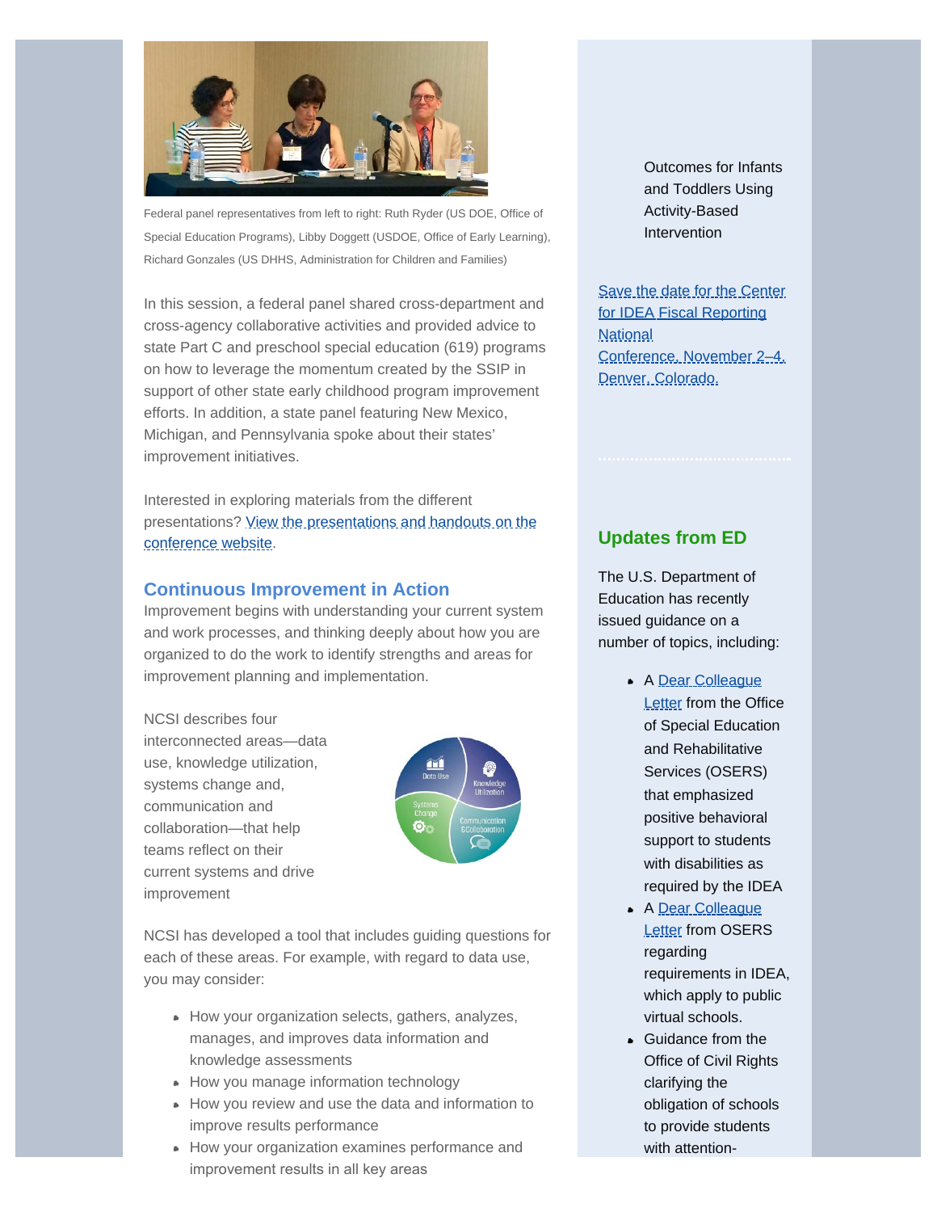Federal panel representatives from left to right: Ruth Ryder (US DOE, Office of Special Education Programs), Libby Doggett (USDOE, Office of Early Learning), Richard Gonzales (US DHHS, Administration for Children and Families)

In this session, a federal panel shared cross-department and cross-agency collaborative activities and provided advice to state Part C and preschool special education (619) programs on how to leverage the momentum created by the SSIP in support of other state early childhood program improvement efforts. In addition, a state panel featuring New Mexico, Michigan, and Pennsylvania spoke about their states' improvement initiatives.

Interested in exploring materials from the different presentations? [View the presentations and handouts on the conference website].

## Continuous Improvement in Action

Improvement begins with understanding your current system and work processes, and thinking deeply about how you are organized to do the work to identify strengths and areas for improvement planning and implementation.

NCSI describes four interconnected areas—data use, knowledge utilization, systems change and, communication and collaboration—that help teams reflect on their current systems and drive improvement

NCSI has developed a tool that includes guiding questions for each of these areas. For example, with regard to data use, you may consider:

- How your organization selects, gathers, analyzes, manages, and improves data information and knowledge assessments
- How you manage information technology
- How you review and use the data and information to improve results performance
- How your organization examines performance and improvement results in all key areas

Outcomes for Infants and Toddlers Using Activity-Based Intervention

[Save the date for the Center for IDEA Fiscal Reporting National Conference, November 2–4, Denver, Colorado.]

## Updates from ED

The U.S. Department of Education has recently issued guidance on a number of topics, including:

- A [Dear Colleague Letter] from the Office of Special Education and Rehabilitative Services (OSERS) that emphasized positive behavioral support to students with disabilities as required by the IDEA
- A [Dear Colleague Letter] from OSERS regarding requirements in IDEA, which apply to public virtual schools.
- Guidance from the Office of Civil Rights clarifying the obligation of schools to provide students with attention-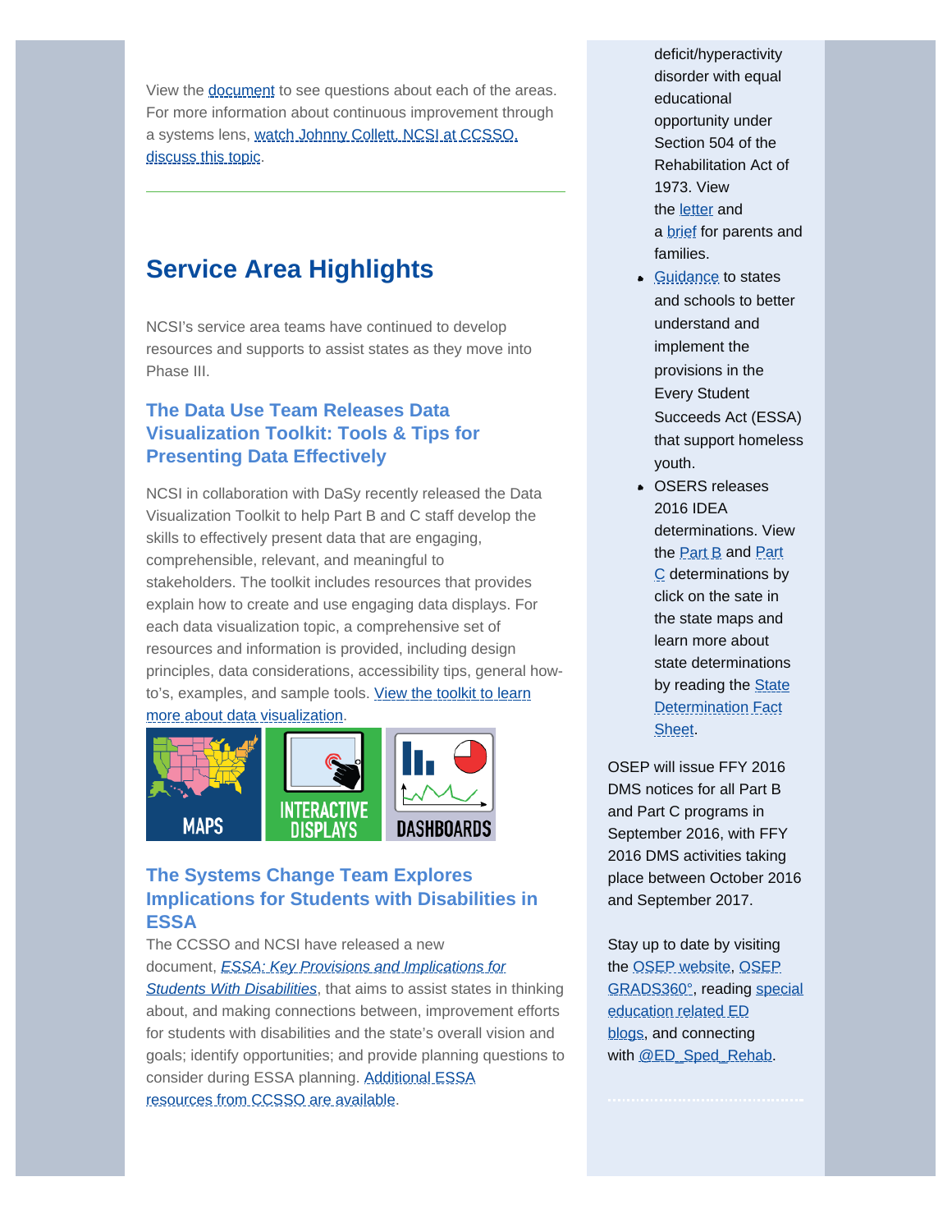View the document to see questions about each of the areas. For more information about continuous improvement through a systems lens, watch Johnny Collett, NCSI at CCSSO, discuss this topic.

---

## Service Area Highlights

NCSI's service area teams have continued to develop resources and supports to assist states as they move into Phase III.

### The Data Use Team Releases Data Visualization Toolkit: Tools & Tips for Presenting Data Effectively

NCSI in collaboration with DaSy recently released the Data Visualization Toolkit to help Part B and C staff develop the skills to effectively present data that are engaging, comprehensible, relevant, and meaningful to stakeholders. The toolkit includes resources that provides explain how to create and use engaging data displays. For each data visualization topic, a comprehensive set of resources and information is provided, including design principles, data considerations, accessibility tips, general how-to's, examples, and sample tools. View the toolkit to learn more about data visualization.

MAPS | INTERACTIVE DISPLAYS | DASHBOARDS

### The Systems Change Team Explores Implications for Students with Disabilities in ESSA

The CCSSO and NCSI have released a new document, *ESSA: Key Provisions and Implications for Students With Disabilities*, that aims to assist states in thinking about, and making connections between, improvement efforts for students with disabilities and the state's overall vision and goals; identify opportunities; and provide planning questions to consider during ESSA planning. Additional ESSA resources from CCSSO are available.

deficit/hyperactivity disorder with equal educational opportunity under Section 504 of the Rehabilitation Act of 1973. View the letter and a brief for parents and families.

- Guidance to states and schools to better understand and implement the provisions in the Every Student Succeeds Act (ESSA) that support homeless youth.
- OSERS releases 2016 IDEA determinations. View the Part B and Part C determinations by click on the sate in the state maps and learn more about state determinations by reading the State Determination Fact Sheet.

OSEP will issue FFY 2016 DMS notices for all Part B and Part C programs in September 2016, with FFY 2016 DMS activities taking place between October 2016 and September 2017.

Stay up to date by visiting the OSEP website, OSEP GRADS360°, reading special education related ED blogs, and connecting with @ED_Sped_Rehab.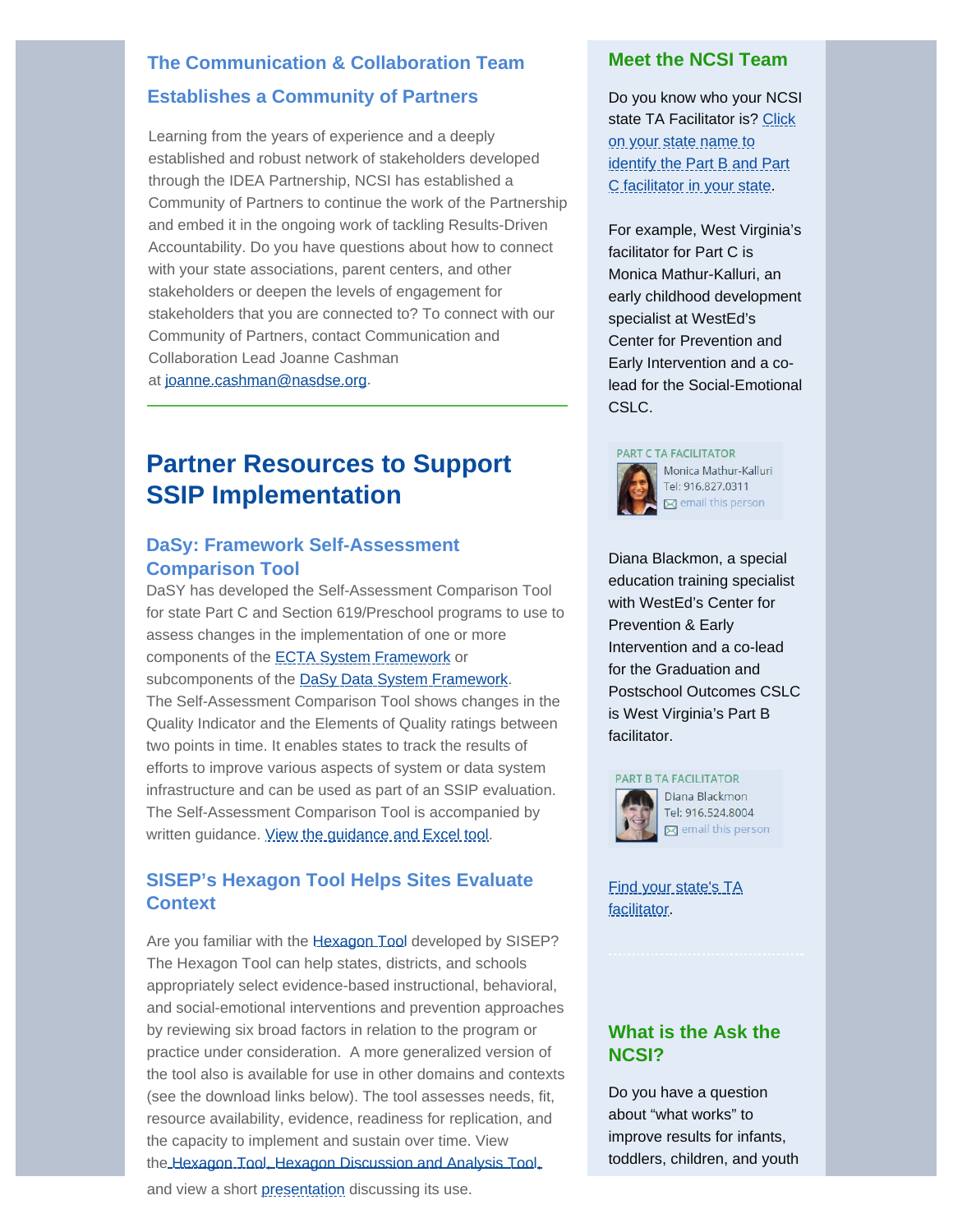## The Communication & Collaboration Team Establishes a Community of Partners

Learning from the years of experience and a deeply established and robust network of stakeholders developed through the IDEA Partnership, NCSI has established a Community of Partners to continue the work of the Partnership and embed it in the ongoing work of tackling Results-Driven Accountability. Do you have questions about how to connect with your state associations, parent centers, and other stakeholders or deepen the levels of engagement for stakeholders that you are connected to? To connect with our Community of Partners, contact Communication and Collaboration Lead Joanne Cashman at joanne.cashman@nasdse.org.

---

# Partner Resources to Support SSIP Implementation

### DaSy: Framework Self-Assessment Comparison Tool

DaSY has developed the Self-Assessment Comparison Tool for state Part C and Section 619/Preschool programs to use to assess changes in the implementation of one or more components of the ECTA System Framework or subcomponents of the DaSy Data System Framework. The Self-Assessment Comparison Tool shows changes in the Quality Indicator and the Elements of Quality ratings between two points in time. It enables states to track the results of efforts to improve various aspects of system or data system infrastructure and can be used as part of an SSIP evaluation. The Self-Assessment Comparison Tool is accompanied by written guidance. View the guidance and Excel tool.

### SISEP's Hexagon Tool Helps Sites Evaluate Context

Are you familiar with the Hexagon Tool developed by SISEP? The Hexagon Tool can help states, districts, and schools appropriately select evidence-based instructional, behavioral, and social-emotional interventions and prevention approaches by reviewing six broad factors in relation to the program or practice under consideration. A more generalized version of the tool also is available for use in other domains and contexts (see the download links below). The tool assesses needs, fit, resource availability, evidence, readiness for replication, and the capacity to implement and sustain over time. View the Hexagon Tool, Hexagon Discussion and Analysis Tool, and view a short presentation discussing its use.

## Meet the NCSI Team

Do you know who your NCSI state TA Facilitator is? Click on your state name to identify the Part B and Part C facilitator in your state.

For example, West Virginia's facilitator for Part C is Monica Mathur-Kalluri, an early childhood development specialist at WestEd's Center for Prevention and Early Intervention and a co-lead for the Social-Emotional CSLC.

PART C TA FACILITATOR
Monica Mathur-Kalluri
Tel: 916.827.0311
email this person

Diana Blackmon, a special education training specialist with WestEd's Center for Prevention & Early Intervention and a co-lead for the Graduation and Postschool Outcomes CSLC is West Virginia's Part B facilitator.

PART B TA FACILITATOR
Diana Blackmon
Tel: 916.524.8004
email this person

Find your state's TA facilitator.

## What is the Ask the NCSI?

Do you have a question about "what works" to improve results for infants, toddlers, children, and youth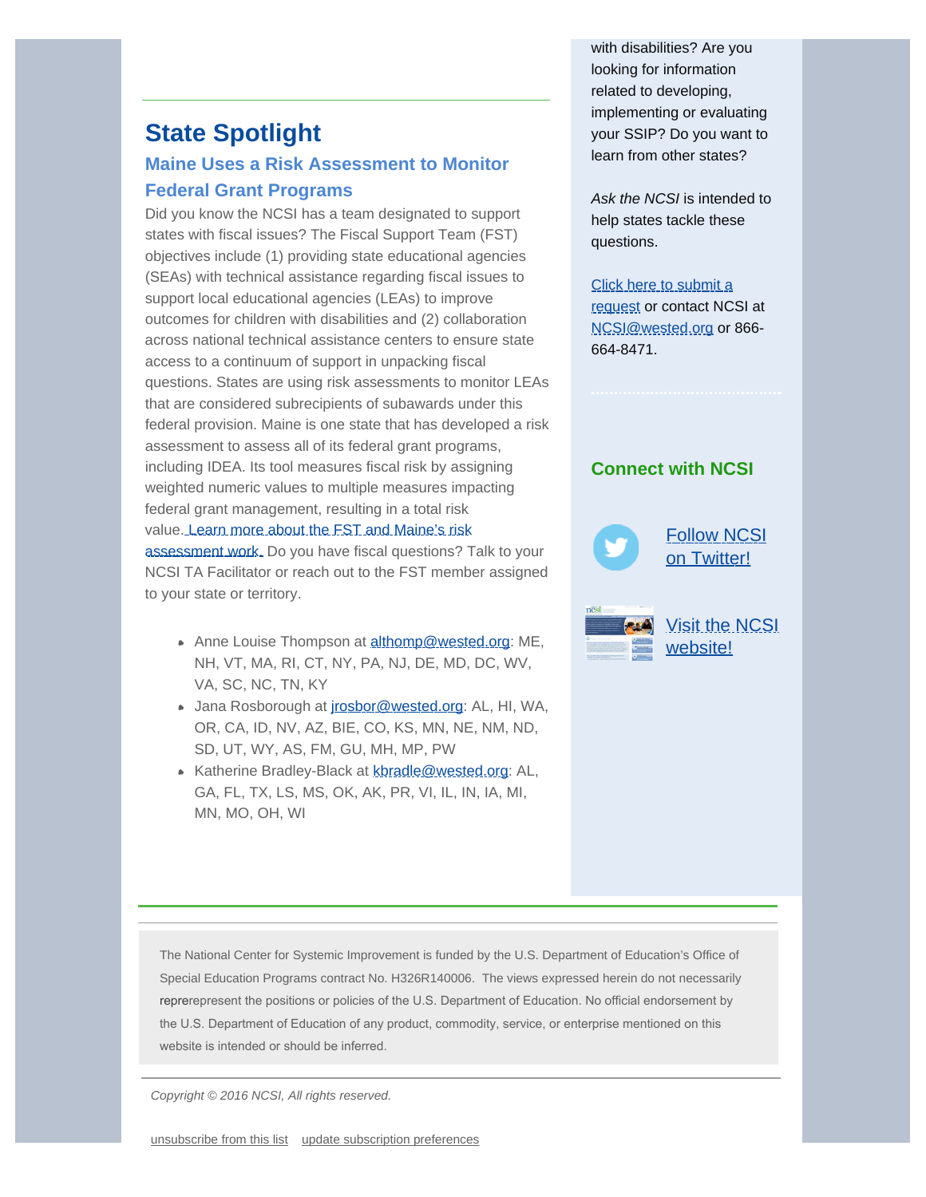## State Spotlight

### Maine Uses a Risk Assessment to Monitor Federal Grant Programs

Did you know the NCSI has a team designated to support states with fiscal issues? The Fiscal Support Team (FST) objectives include (1) providing state educational agencies (SEAs) with technical assistance regarding fiscal issues to support local educational agencies (LEAs) to improve outcomes for children with disabilities and (2) collaboration across national technical assistance centers to ensure state access to a continuum of support in unpacking fiscal questions. States are using risk assessments to monitor LEAs that are considered subrecipients of subawards under this federal provision. Maine is one state that has developed a risk assessment to assess all of its federal grant programs, including IDEA. Its tool measures fiscal risk by assigning weighted numeric values to multiple measures impacting federal grant management, resulting in a total risk value. Learn more about the FST and Maine's risk assessment work. Do you have fiscal questions? Talk to your NCSI TA Facilitator or reach out to the FST member assigned to your state or territory.

- Anne Louise Thompson at althomp@wested.org: ME, NH, VT, MA, RI, CT, NY, PA, NJ, DE, MD, DC, WV, VA, SC, NC, TN, KY
- Jana Rosborough at jrosbor@wested.org: AL, HI, WA, OR, CA, ID, NV, AZ, BIE, CO, KS, MN, NE, NM, ND, SD, UT, WY, AS, FM, GU, MH, MP, PW
- Katherine Bradley-Black at kbradle@wested.org: AL, GA, FL, TX, LS, MS, OK, AK, PR, VI, IL, IN, IA, MI, MN, MO, OH, WI

with disabilities? Are you looking for information related to developing, implementing or evaluating your SSIP? Do you want to learn from other states?

*Ask the NCSI* is intended to help states tackle these questions.

Click here to submit a request or contact NCSI at NCSI@wested.org or 866-664-8471.

### Connect with NCSI

Follow NCSI on Twitter!

Visit the NCSI website!

The National Center for Systemic Improvement is funded by the U.S. Department of Education's Office of Special Education Programs contract No. H326R140006. The views expressed herein do not necessarily reprerepresent the positions or policies of the U.S. Department of Education. No official endorsement by the U.S. Department of Education of any product, commodity, service, or enterprise mentioned on this website is intended or should be inferred.

*Copyright © 2016 NCSI, All rights reserved.*

unsubscribe from this list update subscription preferences